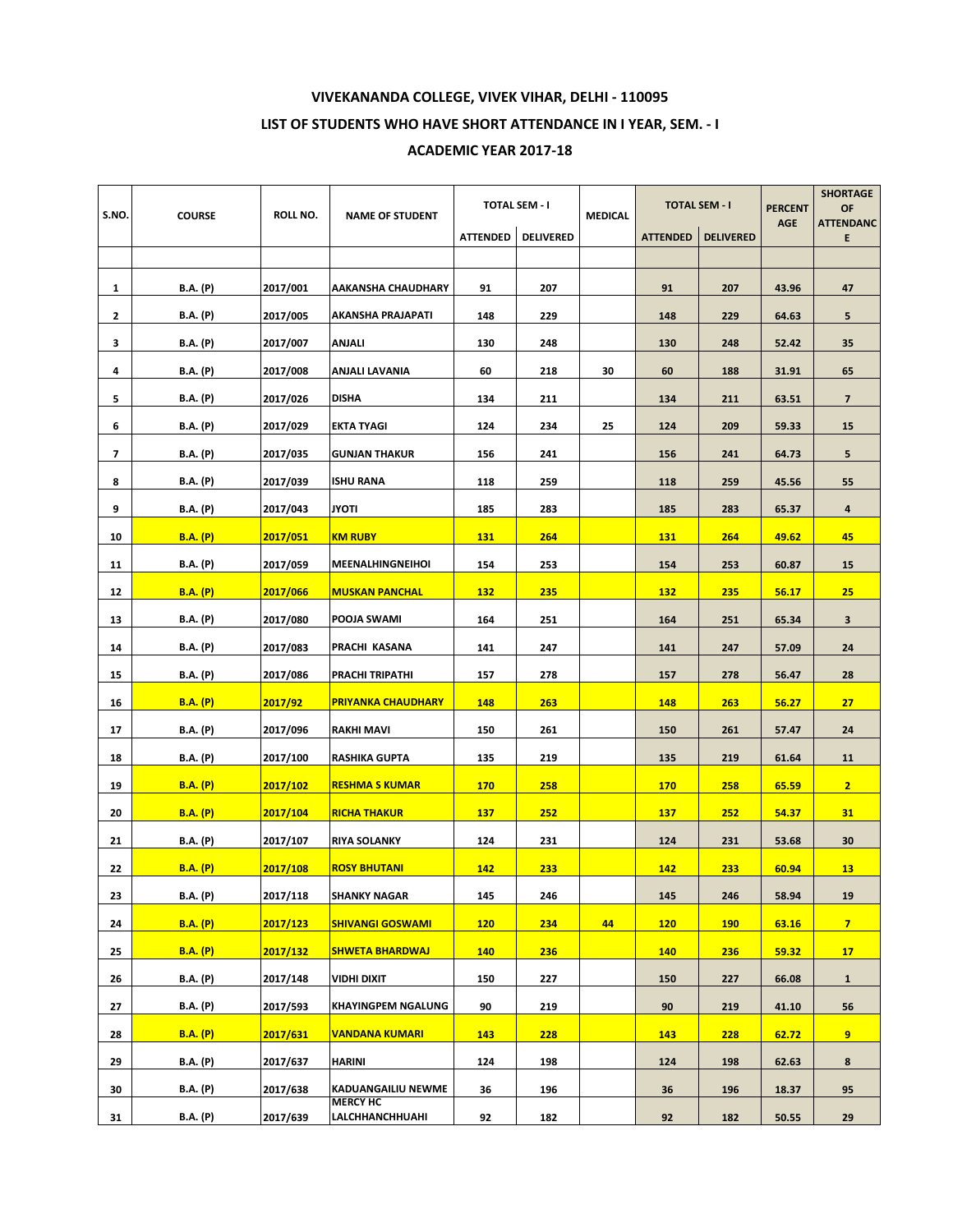# VIVEKANANDA COLLEGE, VIVEK VIHAR, DELHI - 110095

## LIST OF STUDENTS WHO HAVE SHORT ATTENDANCE IN I YEAR, SEM. - I

## ACADEMIC YEAR 2017-18

| S.NO. | COURSE | ROLL NO. | NAME OF STUDENT | TOTAL SEM - I | | MEDICAL | TOTAL SEM - I | | PERCENTAGE | SHORTAGE OF ATTENDANCE |
|---|---|---|---|---|---|---|---|---|---|---|
| | | | | ATTENDED | DELIVERED | | ATTENDED | DELIVERED | | |
| | | | | | | | | | | |
| 1 | B.A. (P) | 2017/001 | AAKANSHA CHAUDHARY | 91 | 207 | | 91 | 207 | 43.96 | 47 |
| 2 | B.A. (P) | 2017/005 | AKANSHA PRAJAPATI | 148 | 229 | | 148 | 229 | 64.63 | 5 |
| 3 | B.A. (P) | 2017/007 | ANJALI | 130 | 248 | | 130 | 248 | 52.42 | 35 |
| 4 | B.A. (P) | 2017/008 | ANJALI LAVANIA | 60 | 218 | 30 | 60 | 188 | 31.91 | 65 |
| 5 | B.A. (P) | 2017/026 | DISHA | 134 | 211 | | 134 | 211 | 63.51 | 7 |
| 6 | B.A. (P) | 2017/029 | EKTA TYAGI | 124 | 234 | 25 | 124 | 209 | 59.33 | 15 |
| 7 | B.A. (P) | 2017/035 | GUNJAN THAKUR | 156 | 241 | | 156 | 241 | 64.73 | 5 |
| 8 | B.A. (P) | 2017/039 | ISHU RANA | 118 | 259 | | 118 | 259 | 45.56 | 55 |
| 9 | B.A. (P) | 2017/043 | JYOTI | 185 | 283 | | 185 | 283 | 65.37 | 4 |
| 10 | B.A. (P) | 2017/051 | KM RUBY | 131 | 264 | | 131 | 264 | 49.62 | 45 |
| 11 | B.A. (P) | 2017/059 | MEENALHINGNEIHOI | 154 | 253 | | 154 | 253 | 60.87 | 15 |
| 12 | B.A. (P) | 2017/066 | MUSKAN PANCHAL | 132 | 235 | | 132 | 235 | 56.17 | 25 |
| 13 | B.A. (P) | 2017/080 | POOJA SWAMI | 164 | 251 | | 164 | 251 | 65.34 | 3 |
| 14 | B.A. (P) | 2017/083 | PRACHI KASANA | 141 | 247 | | 141 | 247 | 57.09 | 24 |
| 15 | B.A. (P) | 2017/086 | PRACHI TRIPATHI | 157 | 278 | | 157 | 278 | 56.47 | 28 |
| 16 | B.A. (P) | 2017/92 | PRIYANKA CHAUDHARY | 148 | 263 | | 148 | 263 | 56.27 | 27 |
| 17 | B.A. (P) | 2017/096 | RAKHI MAVI | 150 | 261 | | 150 | 261 | 57.47 | 24 |
| 18 | B.A. (P) | 2017/100 | RASHIKA GUPTA | 135 | 219 | | 135 | 219 | 61.64 | 11 |
| 19 | B.A. (P) | 2017/102 | RESHMA S KUMAR | 170 | 258 | | 170 | 258 | 65.59 | 2 |
| 20 | B.A. (P) | 2017/104 | RICHA THAKUR | 137 | 252 | | 137 | 252 | 54.37 | 31 |
| 21 | B.A. (P) | 2017/107 | RIYA SOLANKY | 124 | 231 | | 124 | 231 | 53.68 | 30 |
| 22 | B.A. (P) | 2017/108 | ROSY BHUTANI | 142 | 233 | | 142 | 233 | 60.94 | 13 |
| 23 | B.A. (P) | 2017/118 | SHANKY NAGAR | 145 | 246 | | 145 | 246 | 58.94 | 19 |
| 24 | B.A. (P) | 2017/123 | SHIVANGI GOSWAMI | 120 | 234 | 44 | 120 | 190 | 63.16 | 7 |
| 25 | B.A. (P) | 2017/132 | SHWETA BHARDWAJ | 140 | 236 | | 140 | 236 | 59.32 | 17 |
| 26 | B.A. (P) | 2017/148 | VIDHI DIXIT | 150 | 227 | | 150 | 227 | 66.08 | 1 |
| 27 | B.A. (P) | 2017/593 | KHAYINGPEM NGALUNG | 90 | 219 | | 90 | 219 | 41.10 | 56 |
| 28 | B.A. (P) | 2017/631 | VANDANA KUMARI | 143 | 228 | | 143 | 228 | 62.72 | 9 |
| 29 | B.A. (P) | 2017/637 | HARINI | 124 | 198 | | 124 | 198 | 62.63 | 8 |
| 30 | B.A. (P) | 2017/638 | KADUANGAILIU NEWME | 36 | 196 | | 36 | 196 | 18.37 | 95 |
| 31 | B.A. (P) | 2017/639 | MERCY HC LALCHHANCHHUAHI | 92 | 182 | | 92 | 182 | 50.55 | 29 |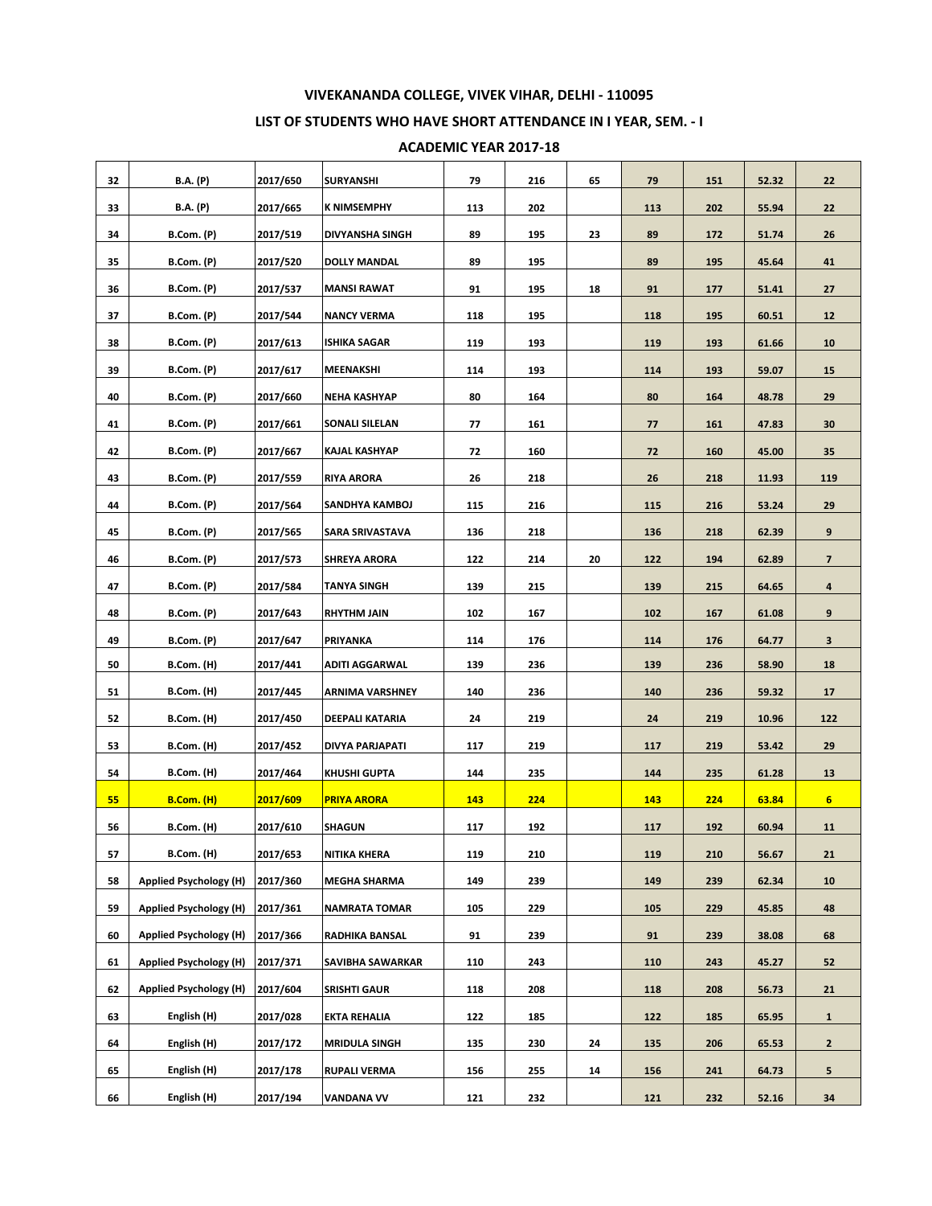**VIVEKANANDA COLLEGE, VIVEK VIHAR, DELHI - 110095**

**LIST OF STUDENTS WHO HAVE SHORT ATTENDANCE IN I YEAR, SEM. - I**

**ACADEMIC YEAR 2017-18**

| | | | | | | | | | | |
|---|---|---|---|---|---|---|---|---|---|---|
| 32 | B.A. (P) | 2017/650 | SURYANSHI | 79 | 216 | 65 | 79 | 151 | 52.32 | 22 |
| 33 | B.A. (P) | 2017/665 | K NIMSEMPHY | 113 | 202 | | 113 | 202 | 55.94 | 22 |
| 34 | B.Com. (P) | 2017/519 | DIVYANSHA SINGH | 89 | 195 | 23 | 89 | 172 | 51.74 | 26 |
| 35 | B.Com. (P) | 2017/520 | DOLLY MANDAL | 89 | 195 | | 89 | 195 | 45.64 | 41 |
| 36 | B.Com. (P) | 2017/537 | MANSI RAWAT | 91 | 195 | 18 | 91 | 177 | 51.41 | 27 |
| 37 | B.Com. (P) | 2017/544 | NANCY VERMA | 118 | 195 | | 118 | 195 | 60.51 | 12 |
| 38 | B.Com. (P) | 2017/613 | ISHIKA SAGAR | 119 | 193 | | 119 | 193 | 61.66 | 10 |
| 39 | B.Com. (P) | 2017/617 | MEENAKSHI | 114 | 193 | | 114 | 193 | 59.07 | 15 |
| 40 | B.Com. (P) | 2017/660 | NEHA KASHYAP | 80 | 164 | | 80 | 164 | 48.78 | 29 |
| 41 | B.Com. (P) | 2017/661 | SONALI SILELAN | 77 | 161 | | 77 | 161 | 47.83 | 30 |
| 42 | B.Com. (P) | 2017/667 | KAJAL KASHYAP | 72 | 160 | | 72 | 160 | 45.00 | 35 |
| 43 | B.Com. (P) | 2017/559 | RIYA ARORA | 26 | 218 | | 26 | 218 | 11.93 | 119 |
| 44 | B.Com. (P) | 2017/564 | SANDHYA KAMBOJ | 115 | 216 | | 115 | 216 | 53.24 | 29 |
| 45 | B.Com. (P) | 2017/565 | SARA SRIVASTAVA | 136 | 218 | | 136 | 218 | 62.39 | 9 |
| 46 | B.Com. (P) | 2017/573 | SHREYA ARORA | 122 | 214 | 20 | 122 | 194 | 62.89 | 7 |
| 47 | B.Com. (P) | 2017/584 | TANYA SINGH | 139 | 215 | | 139 | 215 | 64.65 | 4 |
| 48 | B.Com. (P) | 2017/643 | RHYTHM JAIN | 102 | 167 | | 102 | 167 | 61.08 | 9 |
| 49 | B.Com. (P) | 2017/647 | PRIYANKA | 114 | 176 | | 114 | 176 | 64.77 | 3 |
| 50 | B.Com. (H) | 2017/441 | ADITI AGGARWAL | 139 | 236 | | 139 | 236 | 58.90 | 18 |
| 51 | B.Com. (H) | 2017/445 | ARNIMA VARSHNEY | 140 | 236 | | 140 | 236 | 59.32 | 17 |
| 52 | B.Com. (H) | 2017/450 | DEEPALI KATARIA | 24 | 219 | | 24 | 219 | 10.96 | 122 |
| 53 | B.Com. (H) | 2017/452 | DIVYA PARJAPATI | 117 | 219 | | 117 | 219 | 53.42 | 29 |
| 54 | B.Com. (H) | 2017/464 | KHUSHI GUPTA | 144 | 235 | | 144 | 235 | 61.28 | 13 |
| 55 | B.Com. (H) | 2017/609 | PRIYA ARORA | 143 | 224 | | 143 | 224 | 63.84 | 6 |
| 56 | B.Com. (H) | 2017/610 | SHAGUN | 117 | 192 | | 117 | 192 | 60.94 | 11 |
| 57 | B.Com. (H) | 2017/653 | NITIKA KHERA | 119 | 210 | | 119 | 210 | 56.67 | 21 |
| 58 | Applied Psychology (H) | 2017/360 | MEGHA SHARMA | 149 | 239 | | 149 | 239 | 62.34 | 10 |
| 59 | Applied Psychology (H) | 2017/361 | NAMRATA TOMAR | 105 | 229 | | 105 | 229 | 45.85 | 48 |
| 60 | Applied Psychology (H) | 2017/366 | RADHIKA BANSAL | 91 | 239 | | 91 | 239 | 38.08 | 68 |
| 61 | Applied Psychology (H) | 2017/371 | SAVIBHA SAWARKAR | 110 | 243 | | 110 | 243 | 45.27 | 52 |
| 62 | Applied Psychology (H) | 2017/604 | SRISHTI GAUR | 118 | 208 | | 118 | 208 | 56.73 | 21 |
| 63 | English (H) | 2017/028 | EKTA REHALIA | 122 | 185 | | 122 | 185 | 65.95 | 1 |
| 64 | English (H) | 2017/172 | MRIDULA SINGH | 135 | 230 | 24 | 135 | 206 | 65.53 | 2 |
| 65 | English (H) | 2017/178 | RUPALI VERMA | 156 | 255 | 14 | 156 | 241 | 64.73 | 5 |
| 66 | English (H) | 2017/194 | VANDANA VV | 121 | 232 | | 121 | 232 | 52.16 | 34 |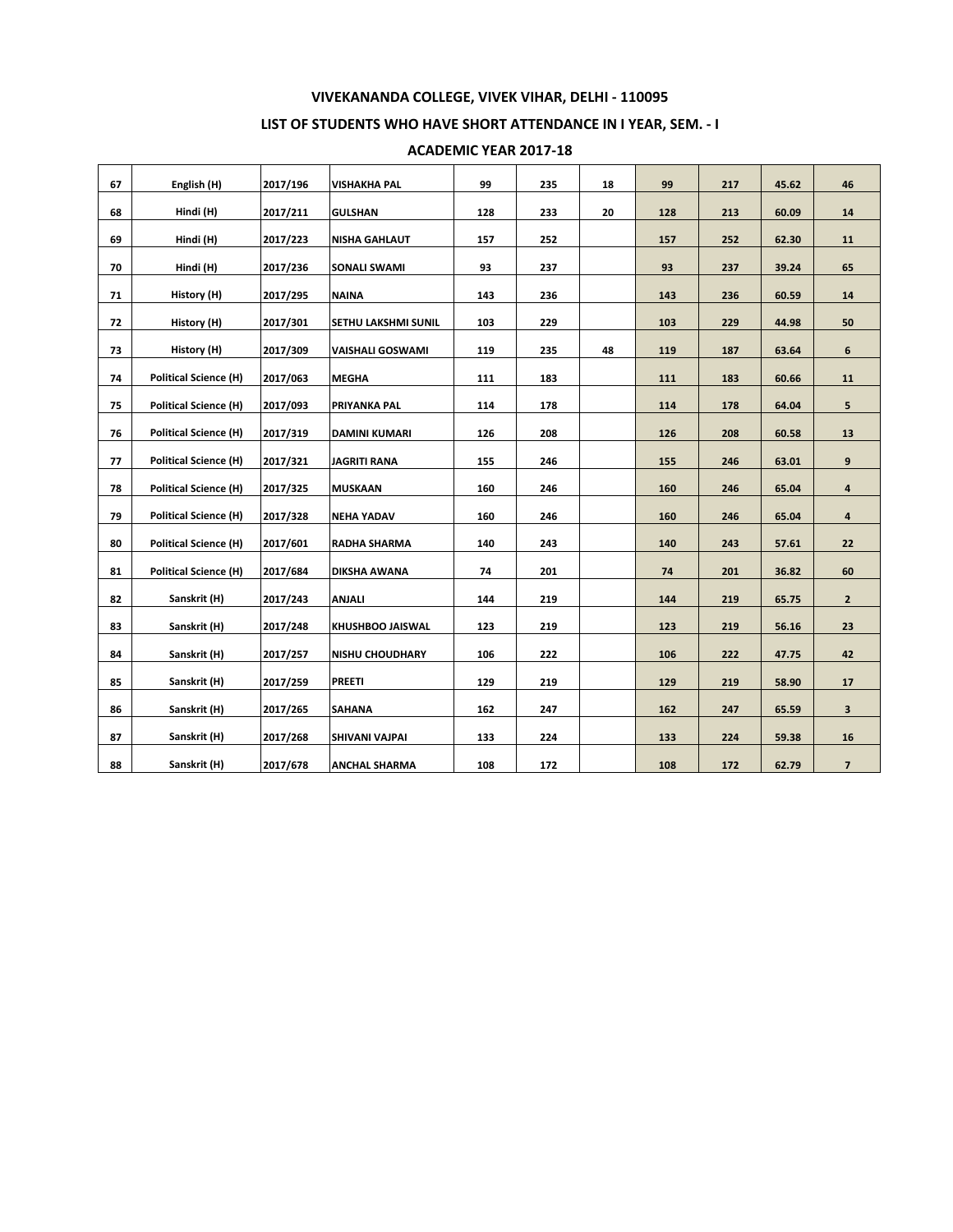VIVEKANANDA COLLEGE, VIVEK VIHAR, DELHI - 110095

LIST OF STUDENTS WHO HAVE SHORT ATTENDANCE IN I YEAR, SEM. - I

ACADEMIC YEAR 2017-18

| | | | | | | | | | | |
|---|---|---|---|---|---|---|---|---|---|---|
| 67 | English (H) | 2017/196 | VISHAKHA PAL | 99 | 235 | 18 | 99 | 217 | 45.62 | 46 |
| 68 | Hindi (H) | 2017/211 | GULSHAN | 128 | 233 | 20 | 128 | 213 | 60.09 | 14 |
| 69 | Hindi (H) | 2017/223 | NISHA GAHLAUT | 157 | 252 | | 157 | 252 | 62.30 | 11 |
| 70 | Hindi (H) | 2017/236 | SONALI SWAMI | 93 | 237 | | 93 | 237 | 39.24 | 65 |
| 71 | History (H) | 2017/295 | NAINA | 143 | 236 | | 143 | 236 | 60.59 | 14 |
| 72 | History (H) | 2017/301 | SETHU LAKSHMI SUNIL | 103 | 229 | | 103 | 229 | 44.98 | 50 |
| 73 | History (H) | 2017/309 | VAISHALI GOSWAMI | 119 | 235 | 48 | 119 | 187 | 63.64 | 6 |
| 74 | Political Science (H) | 2017/063 | MEGHA | 111 | 183 | | 111 | 183 | 60.66 | 11 |
| 75 | Political Science (H) | 2017/093 | PRIYANKA PAL | 114 | 178 | | 114 | 178 | 64.04 | 5 |
| 76 | Political Science (H) | 2017/319 | DAMINI KUMARI | 126 | 208 | | 126 | 208 | 60.58 | 13 |
| 77 | Political Science (H) | 2017/321 | JAGRITI RANA | 155 | 246 | | 155 | 246 | 63.01 | 9 |
| 78 | Political Science (H) | 2017/325 | MUSKAAN | 160 | 246 | | 160 | 246 | 65.04 | 4 |
| 79 | Political Science (H) | 2017/328 | NEHA YADAV | 160 | 246 | | 160 | 246 | 65.04 | 4 |
| 80 | Political Science (H) | 2017/601 | RADHA SHARMA | 140 | 243 | | 140 | 243 | 57.61 | 22 |
| 81 | Political Science (H) | 2017/684 | DIKSHA AWANA | 74 | 201 | | 74 | 201 | 36.82 | 60 |
| 82 | Sanskrit (H) | 2017/243 | ANJALI | 144 | 219 | | 144 | 219 | 65.75 | 2 |
| 83 | Sanskrit (H) | 2017/248 | KHUSHBOO JAISWAL | 123 | 219 | | 123 | 219 | 56.16 | 23 |
| 84 | Sanskrit (H) | 2017/257 | NISHU CHOUDHARY | 106 | 222 | | 106 | 222 | 47.75 | 42 |
| 85 | Sanskrit (H) | 2017/259 | PREETI | 129 | 219 | | 129 | 219 | 58.90 | 17 |
| 86 | Sanskrit (H) | 2017/265 | SAHANA | 162 | 247 | | 162 | 247 | 65.59 | 3 |
| 87 | Sanskrit (H) | 2017/268 | SHIVANI VAJPAI | 133 | 224 | | 133 | 224 | 59.38 | 16 |
| 88 | Sanskrit (H) | 2017/678 | ANCHAL SHARMA | 108 | 172 | | 108 | 172 | 62.79 | 7 |